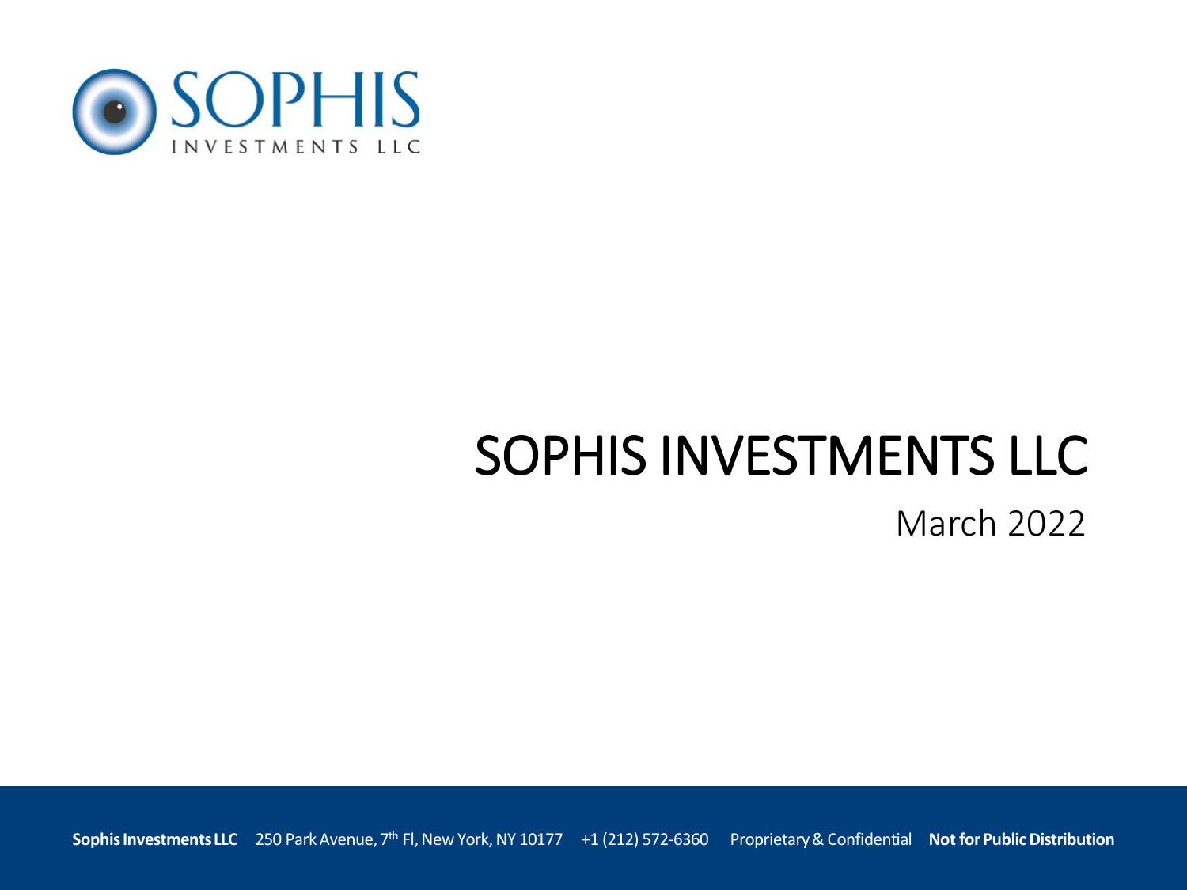SOPHIS INVESTMENTS LLC

# SOPHIS INVESTMENTS LLC

March 2022

**Sophis Investments LLC** 250 Park Avenue, 7th Fl, New York, NY 10177 +1 (212) 572-6360 Proprietary & Confidential **Not for Public Distribution**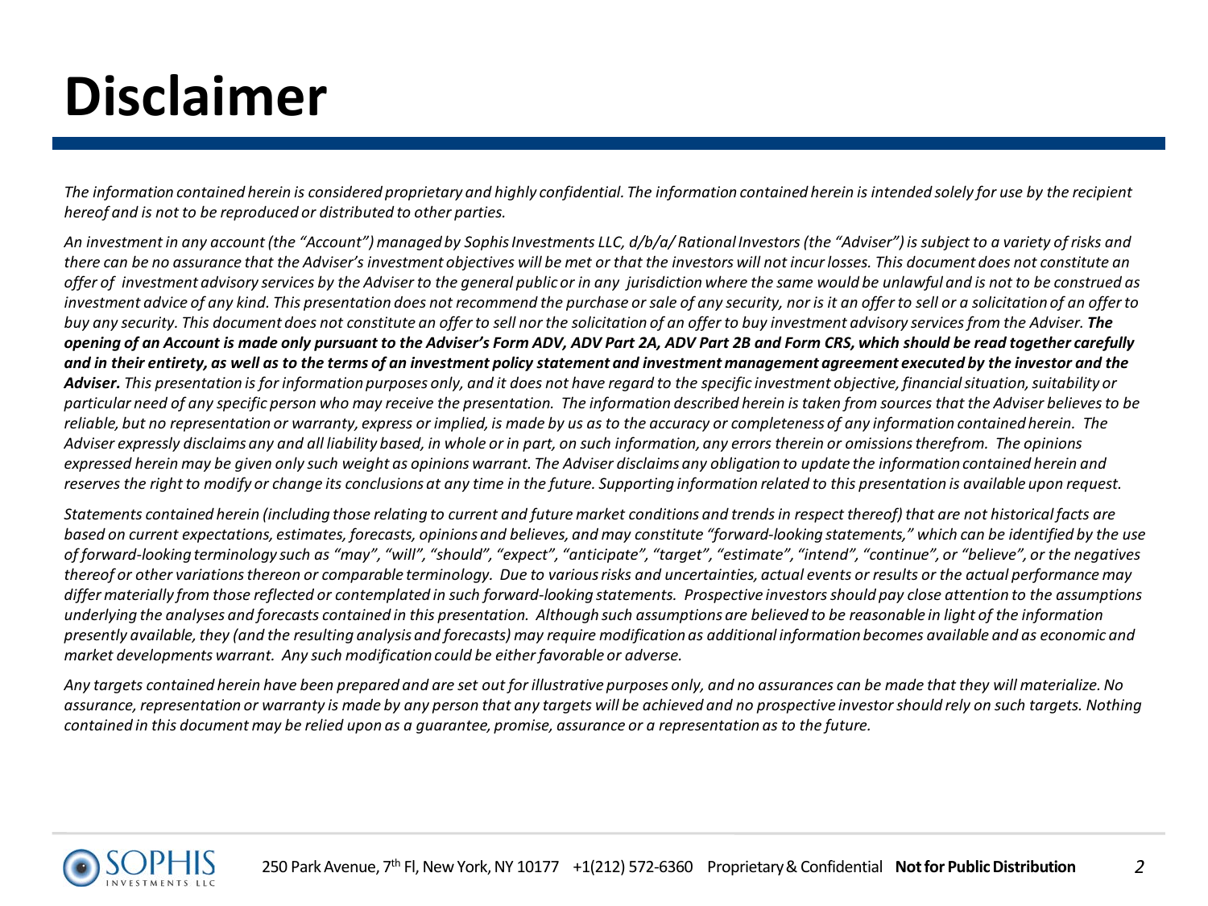# Disclaimer

*The information contained herein is considered proprietary and highly confidential. The information contained herein is intended solely for use by the recipient hereof and is not to be reproduced or distributed to other parties.*

*An investment in any account (the "Account") managed by Sophis Investments LLC, d/b/a/ Rational Investors (the "Adviser") is subject to a variety of risks and there can be no assurance that the Adviser's investment objectives will be met or that the investors will not incur losses. This document does not constitute an offer of investment advisory services by the Adviser to the general public or in any jurisdiction where the same would be unlawful and is not to be construed as investment advice of any kind. This presentation does not recommend the purchase or sale of any security, nor is it an offer to sell or a solicitation of an offer to buy any security. This document does not constitute an offer to sell nor the solicitation of an offer to buy investment advisory services from the Adviser.* ***The opening of an Account is made only pursuant to the Adviser's Form ADV, ADV Part 2A, ADV Part 2B and Form CRS, which should be read together carefully and in their entirety, as well as to the terms of an investment policy statement and investment management agreement executed by the investor and the Adviser.*** *This presentation is for information purposes only, and it does not have regard to the specific investment objective, financial situation, suitability or particular need of any specific person who may receive the presentation. The information described herein is taken from sources that the Adviser believes to be reliable, but no representation or warranty, express or implied, is made by us as to the accuracy or completeness of any information contained herein. The Adviser expressly disclaims any and all liability based, in whole or in part, on such information, any errors therein or omissions therefrom. The opinions expressed herein may be given only such weight as opinions warrant. The Adviser disclaims any obligation to update the information contained herein and reserves the right to modify or change its conclusions at any time in the future. Supporting information related to this presentation is available upon request.*

*Statements contained herein (including those relating to current and future market conditions and trends in respect thereof) that are not historical facts are based on current expectations, estimates, forecasts, opinions and believes, and may constitute "forward-looking statements," which can be identified by the use of forward-looking terminology such as "may", "will", "should", "expect", "anticipate", "target", "estimate", "intend", "continue", or "believe", or the negatives thereof or other variations thereon or comparable terminology. Due to various risks and uncertainties, actual events or results or the actual performance may differ materially from those reflected or contemplated in such forward-looking statements. Prospective investors should pay close attention to the assumptions underlying the analyses and forecasts contained in this presentation. Although such assumptions are believed to be reasonable in light of the information presently available, they (and the resulting analysis and forecasts) may require modification as additional information becomes available and as economic and market developments warrant. Any such modification could be either favorable or adverse.*

*Any targets contained herein have been prepared and are set out for illustrative purposes only, and no assurances can be made that they will materialize. No assurance, representation or warranty is made by any person that any targets will be achieved and no prospective investor should rely on such targets. Nothing contained in this document may be relied upon as a guarantee, promise, assurance or a representation as to the future.*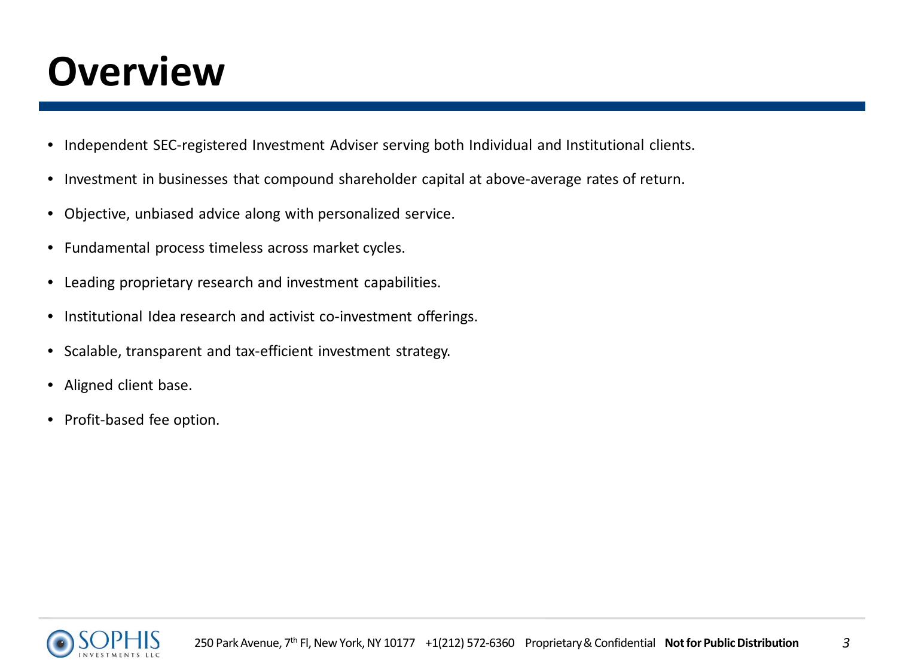# Overview

- Independent SEC-registered Investment Adviser serving both Individual and Institutional clients.
- Investment in businesses that compound shareholder capital at above-average rates of return.
- Objective, unbiased advice along with personalized service.
- Fundamental process timeless across market cycles.
- Leading proprietary research and investment capabilities.
- Institutional Idea research and activist co-investment offerings.
- Scalable, transparent and tax-efficient investment strategy.
- Aligned client base.
- Profit-based fee option.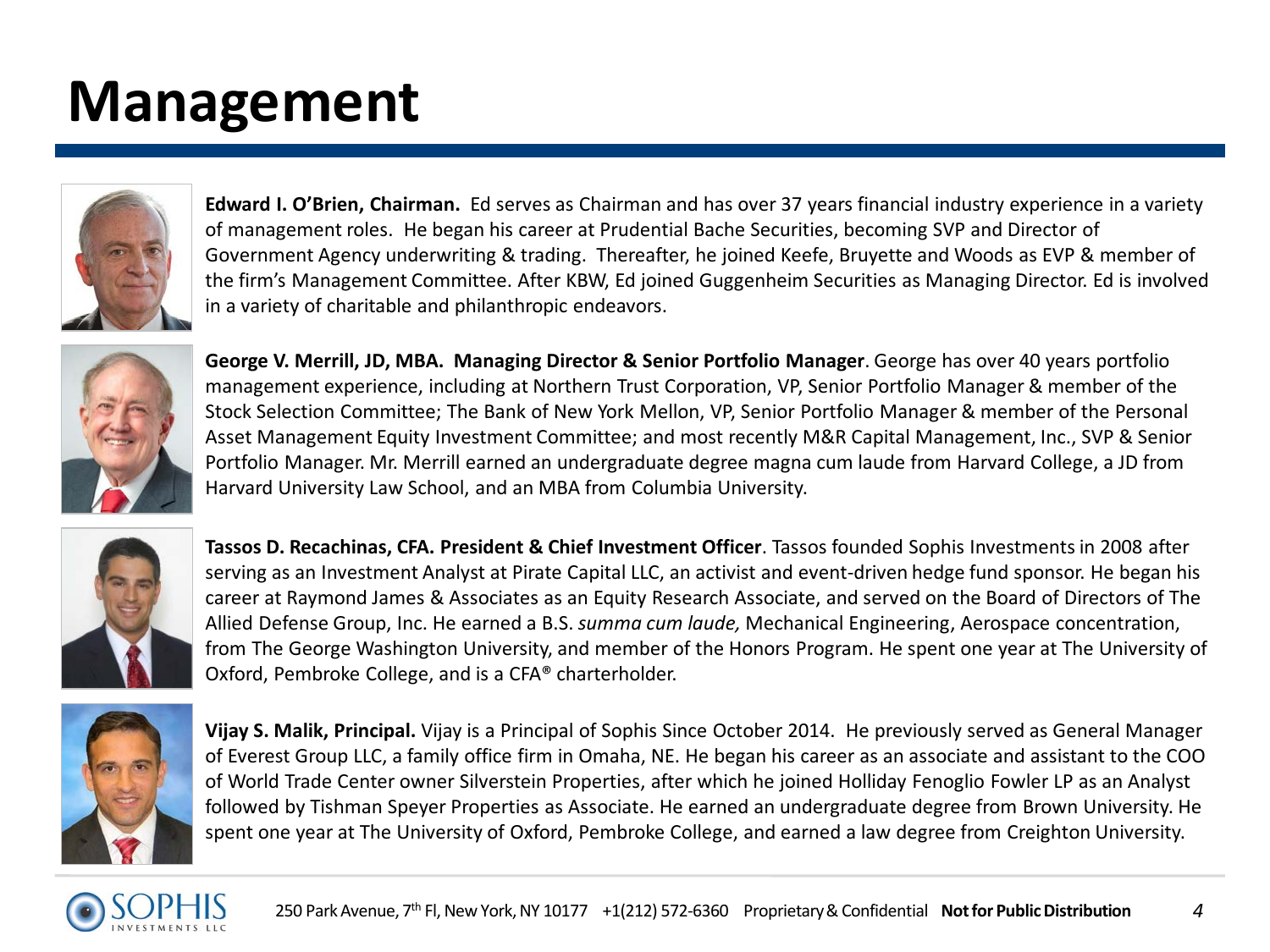# Management

**Edward I. O'Brien, Chairman.** Ed serves as Chairman and has over 37 years financial industry experience in a variety of management roles. He began his career at Prudential Bache Securities, becoming SVP and Director of Government Agency underwriting & trading. Thereafter, he joined Keefe, Bruyette and Woods as EVP & member of the firm's Management Committee. After KBW, Ed joined Guggenheim Securities as Managing Director. Ed is involved in a variety of charitable and philanthropic endeavors.

**George V. Merrill, JD, MBA. Managing Director & Senior Portfolio Manager**. George has over 40 years portfolio management experience, including at Northern Trust Corporation, VP, Senior Portfolio Manager & member of the Stock Selection Committee; The Bank of New York Mellon, VP, Senior Portfolio Manager & member of the Personal Asset Management Equity Investment Committee; and most recently M&R Capital Management, Inc., SVP & Senior Portfolio Manager. Mr. Merrill earned an undergraduate degree magna cum laude from Harvard College, a JD from Harvard University Law School, and an MBA from Columbia University.

**Tassos D. Recachinas, CFA. President & Chief Investment Officer**. Tassos founded Sophis Investments in 2008 after serving as an Investment Analyst at Pirate Capital LLC, an activist and event-driven hedge fund sponsor. He began his career at Raymond James & Associates as an Equity Research Associate, and served on the Board of Directors of The Allied Defense Group, Inc. He earned a B.S. *summa cum laude,* Mechanical Engineering, Aerospace concentration, from The George Washington University, and member of the Honors Program. He spent one year at The University of Oxford, Pembroke College, and is a CFA® charterholder.

**Vijay S. Malik, Principal.** Vijay is a Principal of Sophis Since October 2014. He previously served as General Manager of Everest Group LLC, a family office firm in Omaha, NE. He began his career as an associate and assistant to the COO of World Trade Center owner Silverstein Properties, after which he joined Holliday Fenoglio Fowler LP as an Analyst followed by Tishman Speyer Properties as Associate. He earned an undergraduate degree from Brown University. He spent one year at The University of Oxford, Pembroke College, and earned a law degree from Creighton University.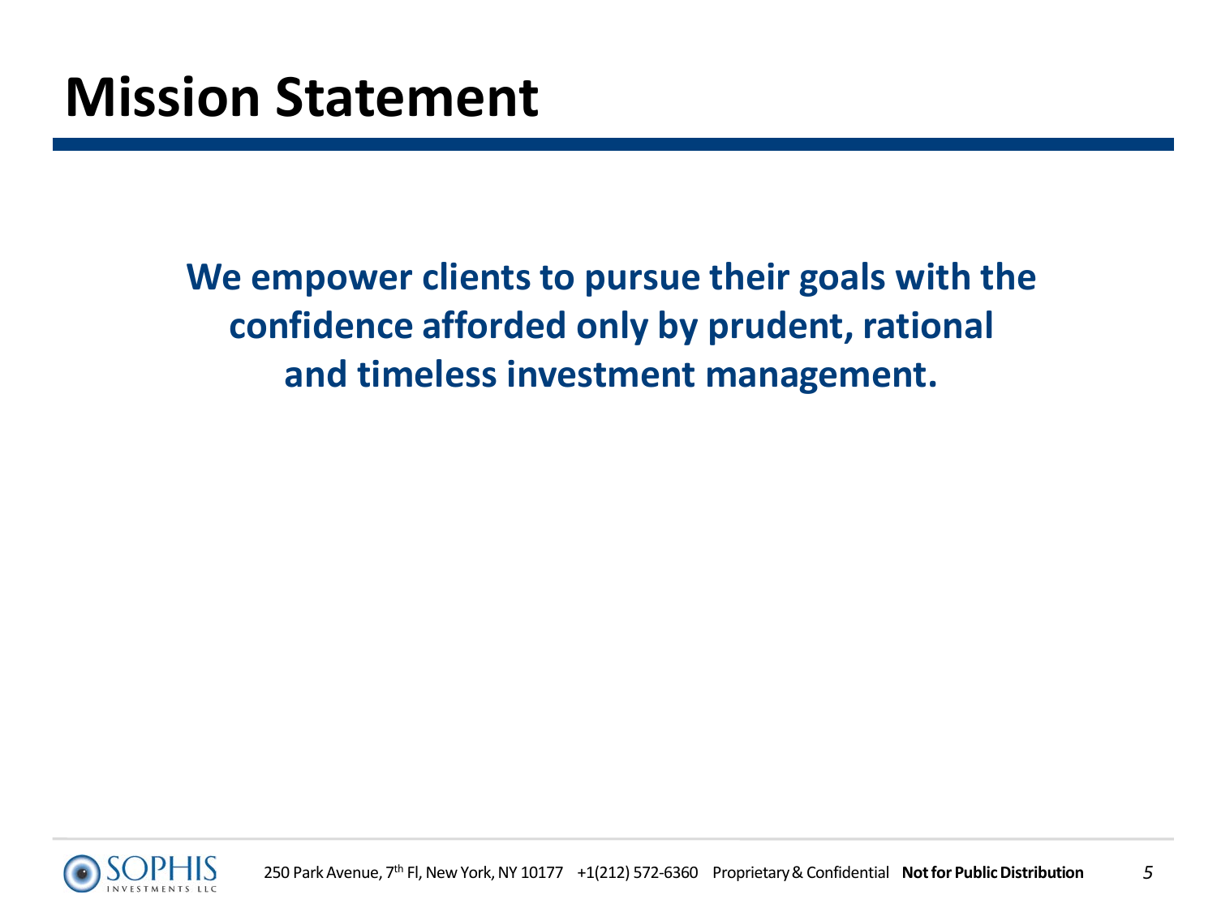# Mission Statement

**We empower clients to pursue their goals with the confidence afforded only by prudent, rational and timeless investment management.**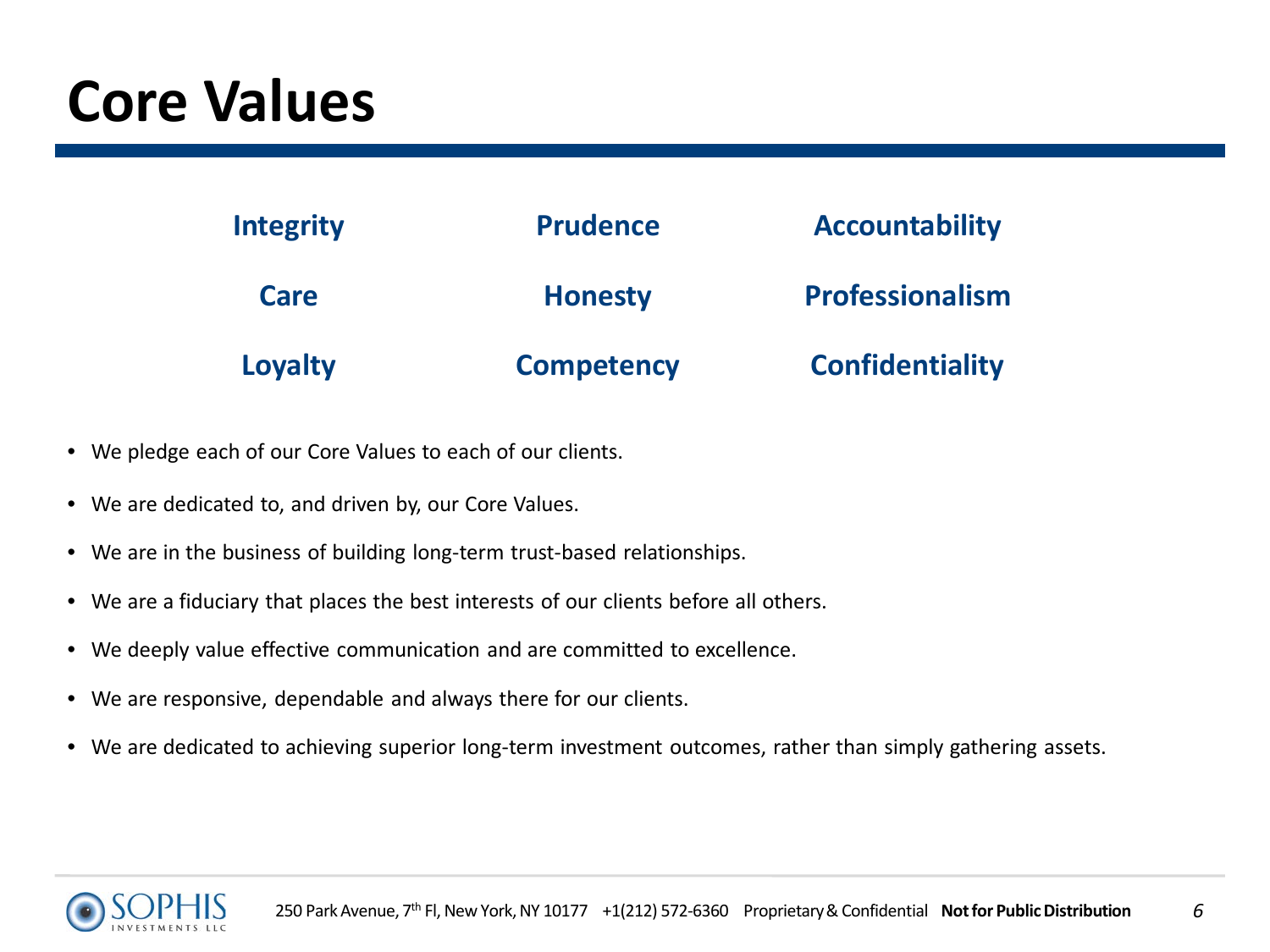# Core Values

| **Integrity** | **Prudence** | **Accountability** |
| --- | --- | --- |
| **Care** | **Honesty** | **Professionalism** |
| **Loyalty** | **Competency** | **Confidentiality** |

- We pledge each of our Core Values to each of our clients.
- We are dedicated to, and driven by, our Core Values.
- We are in the business of building long-term trust-based relationships.
- We are a fiduciary that places the best interests of our clients before all others.
- We deeply value effective communication and are committed to excellence.
- We are responsive, dependable and always there for our clients.
- We are dedicated to achieving superior long-term investment outcomes, rather than simply gathering assets.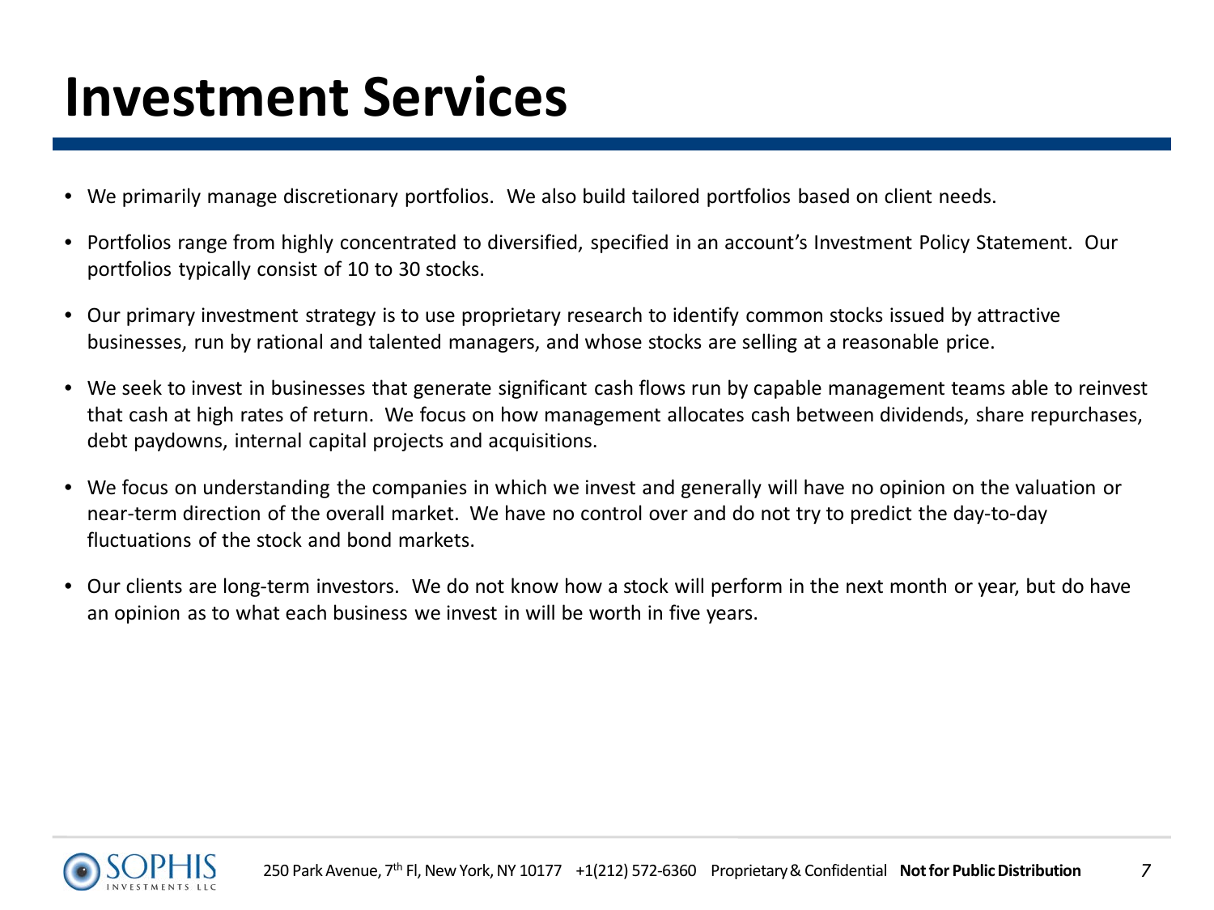# Investment Services

- We primarily manage discretionary portfolios. We also build tailored portfolios based on client needs.
- Portfolios range from highly concentrated to diversified, specified in an account's Investment Policy Statement. Our portfolios typically consist of 10 to 30 stocks.
- Our primary investment strategy is to use proprietary research to identify common stocks issued by attractive businesses, run by rational and talented managers, and whose stocks are selling at a reasonable price.
- We seek to invest in businesses that generate significant cash flows run by capable management teams able to reinvest that cash at high rates of return. We focus on how management allocates cash between dividends, share repurchases, debt paydowns, internal capital projects and acquisitions.
- We focus on understanding the companies in which we invest and generally will have no opinion on the valuation or near-term direction of the overall market. We have no control over and do not try to predict the day-to-day fluctuations of the stock and bond markets.
- Our clients are long-term investors. We do not know how a stock will perform in the next month or year, but do have an opinion as to what each business we invest in will be worth in five years.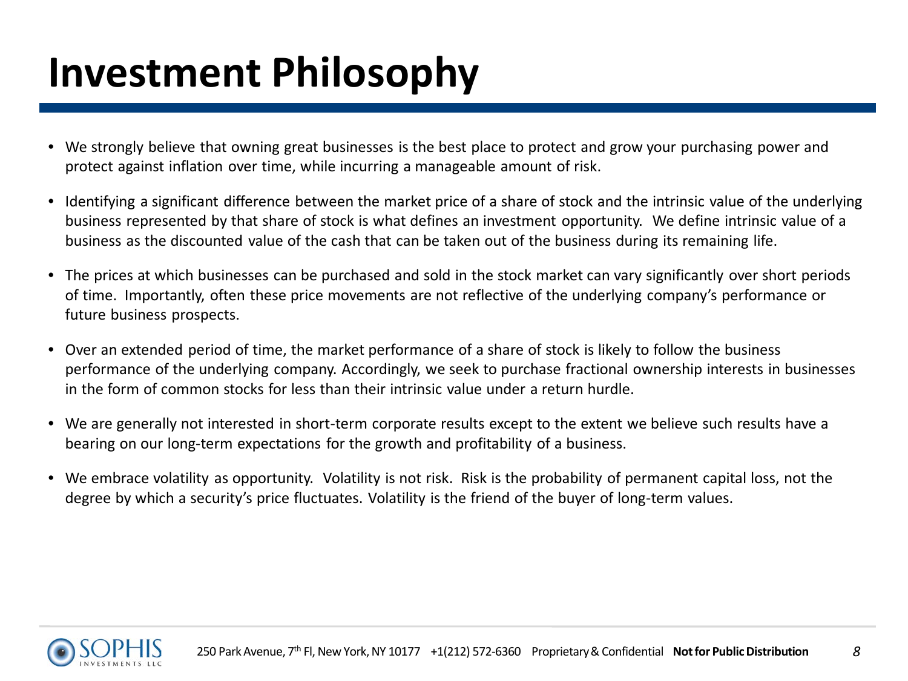# Investment Philosophy

- We strongly believe that owning great businesses is the best place to protect and grow your purchasing power and protect against inflation over time, while incurring a manageable amount of risk.
- Identifying a significant difference between the market price of a share of stock and the intrinsic value of the underlying business represented by that share of stock is what defines an investment opportunity. We define intrinsic value of a business as the discounted value of the cash that can be taken out of the business during its remaining life.
- The prices at which businesses can be purchased and sold in the stock market can vary significantly over short periods of time. Importantly, often these price movements are not reflective of the underlying company's performance or future business prospects.
- Over an extended period of time, the market performance of a share of stock is likely to follow the business performance of the underlying company. Accordingly, we seek to purchase fractional ownership interests in businesses in the form of common stocks for less than their intrinsic value under a return hurdle.
- We are generally not interested in short-term corporate results except to the extent we believe such results have a bearing on our long-term expectations for the growth and profitability of a business.
- We embrace volatility as opportunity. Volatility is not risk. Risk is the probability of permanent capital loss, not the degree by which a security's price fluctuates. Volatility is the friend of the buyer of long-term values.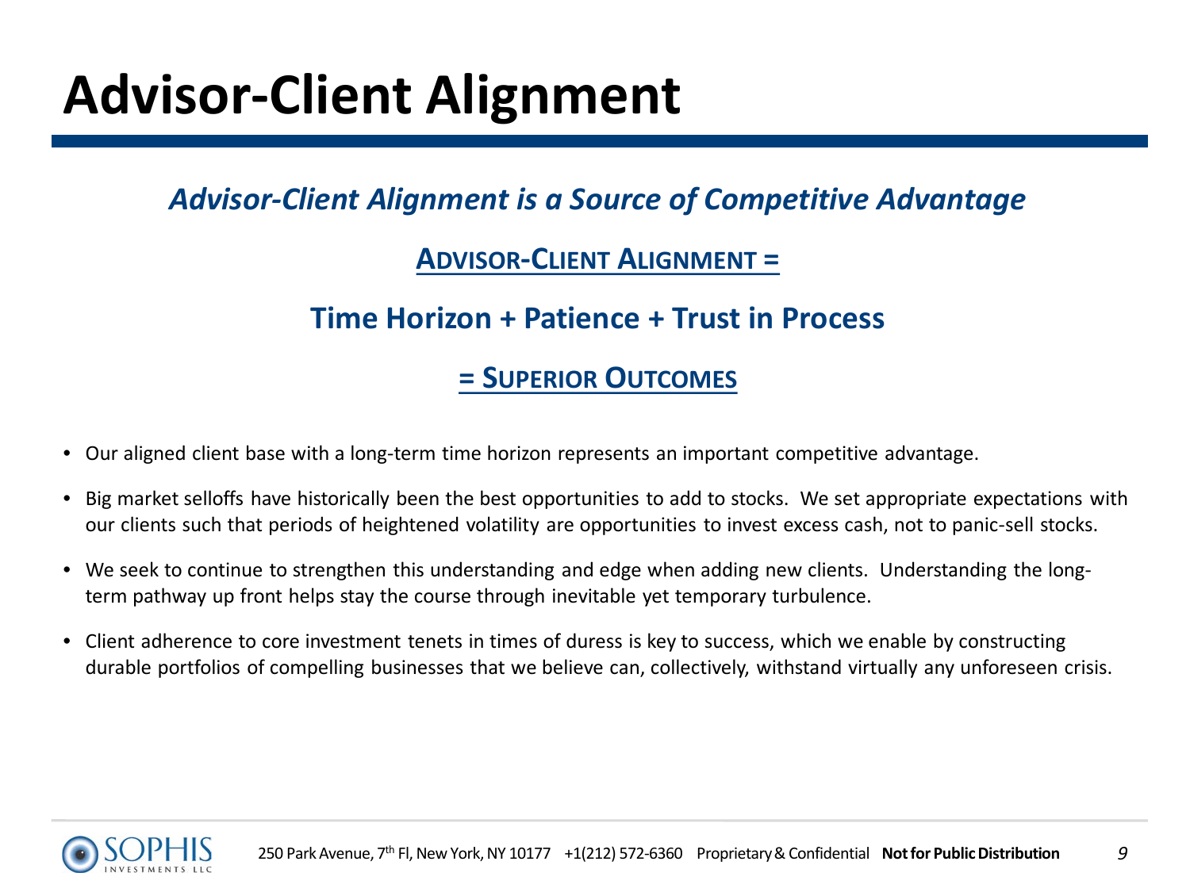# Advisor-Client Alignment

***Advisor-Client Alignment is a Source of Competitive Advantage***

**ADVISOR-CLIENT ALIGNMENT =**

**Time Horizon + Patience + Trust in Process**

**= SUPERIOR OUTCOMES**

- Our aligned client base with a long-term time horizon represents an important competitive advantage.
- Big market selloffs have historically been the best opportunities to add to stocks. We set appropriate expectations with our clients such that periods of heightened volatility are opportunities to invest excess cash, not to panic-sell stocks.
- We seek to continue to strengthen this understanding and edge when adding new clients. Understanding the long-term pathway up front helps stay the course through inevitable yet temporary turbulence.
- Client adherence to core investment tenets in times of duress is key to success, which we enable by constructing durable portfolios of compelling businesses that we believe can, collectively, withstand virtually any unforeseen crisis.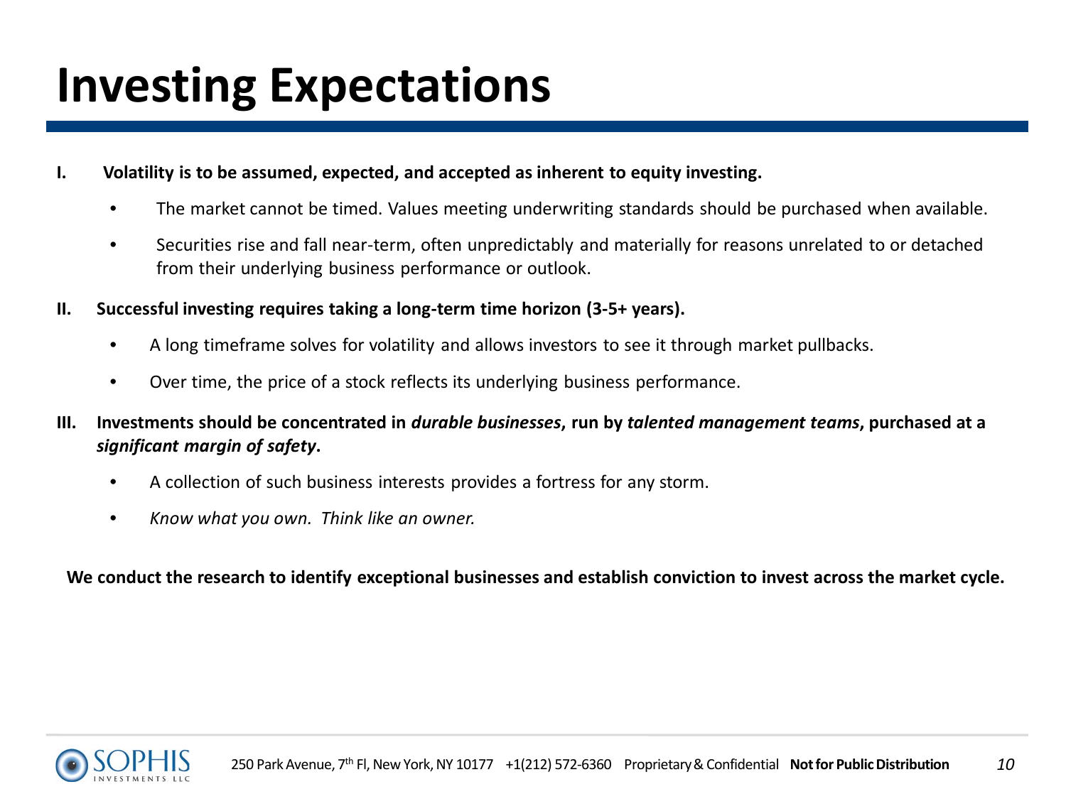# Investing Expectations

**I. Volatility is to be assumed, expected, and accepted as inherent to equity investing.**

- The market cannot be timed. Values meeting underwriting standards should be purchased when available.
- Securities rise and fall near-term, often unpredictably and materially for reasons unrelated to or detached from their underlying business performance or outlook.

**II. Successful investing requires taking a long-term time horizon (3-5+ years).**

- A long timeframe solves for volatility and allows investors to see it through market pullbacks.
- Over time, the price of a stock reflects its underlying business performance.

**III. Investments should be concentrated in *durable businesses*, run by *talented management teams*, purchased at a *significant margin of safety*.**

- A collection of such business interests provides a fortress for any storm.
- *Know what you own. Think like an owner.*

**We conduct the research to identify exceptional businesses and establish conviction to invest across the market cycle.**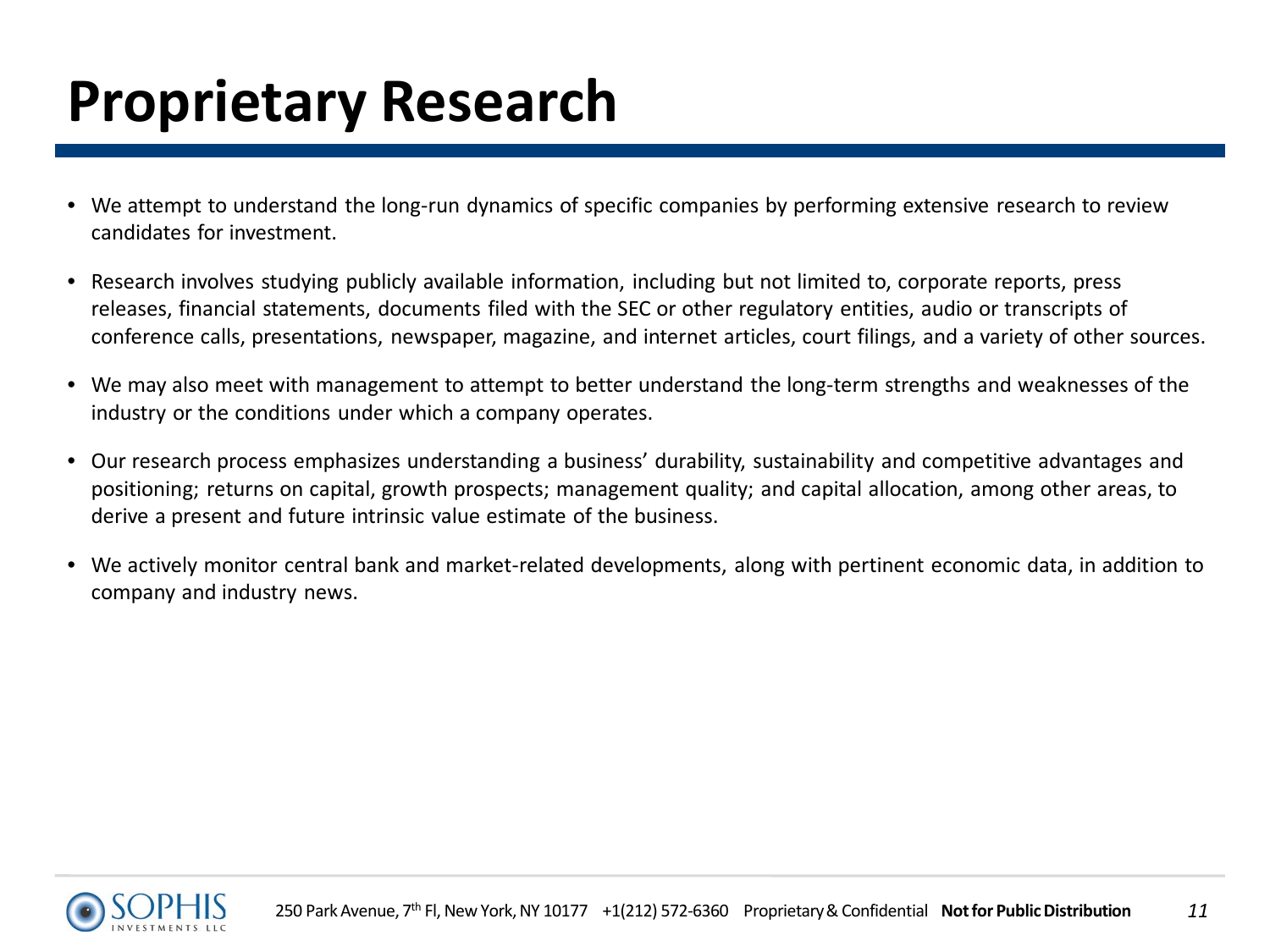# Proprietary Research

- We attempt to understand the long-run dynamics of specific companies by performing extensive research to review candidates for investment.
- Research involves studying publicly available information, including but not limited to, corporate reports, press releases, financial statements, documents filed with the SEC or other regulatory entities, audio or transcripts of conference calls, presentations, newspaper, magazine, and internet articles, court filings, and a variety of other sources.
- We may also meet with management to attempt to better understand the long-term strengths and weaknesses of the industry or the conditions under which a company operates.
- Our research process emphasizes understanding a business' durability, sustainability and competitive advantages and positioning; returns on capital, growth prospects; management quality; and capital allocation, among other areas, to derive a present and future intrinsic value estimate of the business.
- We actively monitor central bank and market-related developments, along with pertinent economic data, in addition to company and industry news.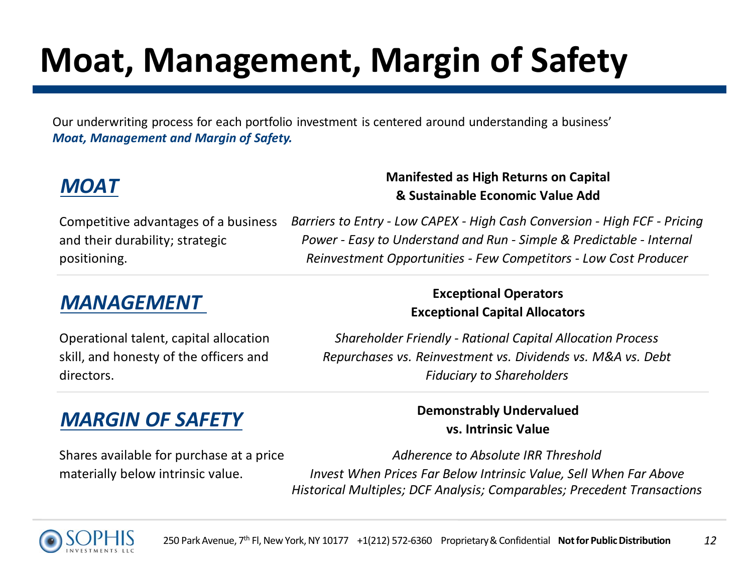# Moat, Management, Margin of Safety

Our underwriting process for each portfolio investment is centered around understanding a business' ***Moat, Management and Margin of Safety.***

## *MOAT*

**Manifested as High Returns on Capital & Sustainable Economic Value Add**

Competitive advantages of a business and their durability; strategic positioning.

*Barriers to Entry - Low CAPEX - High Cash Conversion - High FCF - Pricing Power - Easy to Understand and Run - Simple & Predictable - Internal Reinvestment Opportunities - Few Competitors - Low Cost Producer*

## *MANAGEMENT*

**Exceptional Operators**
**Exceptional Capital Allocators**

Operational talent, capital allocation skill, and honesty of the officers and directors.

*Shareholder Friendly - Rational Capital Allocation Process*
*Repurchases vs. Reinvestment vs. Dividends vs. M&A vs. Debt*
*Fiduciary to Shareholders*

## *MARGIN OF SAFETY*

**Demonstrably Undervalued vs. Intrinsic Value**

Shares available for purchase at a price materially below intrinsic value.

*Adherence to Absolute IRR Threshold*
*Invest When Prices Far Below Intrinsic Value, Sell When Far Above*
*Historical Multiples; DCF Analysis; Comparables; Precedent Transactions*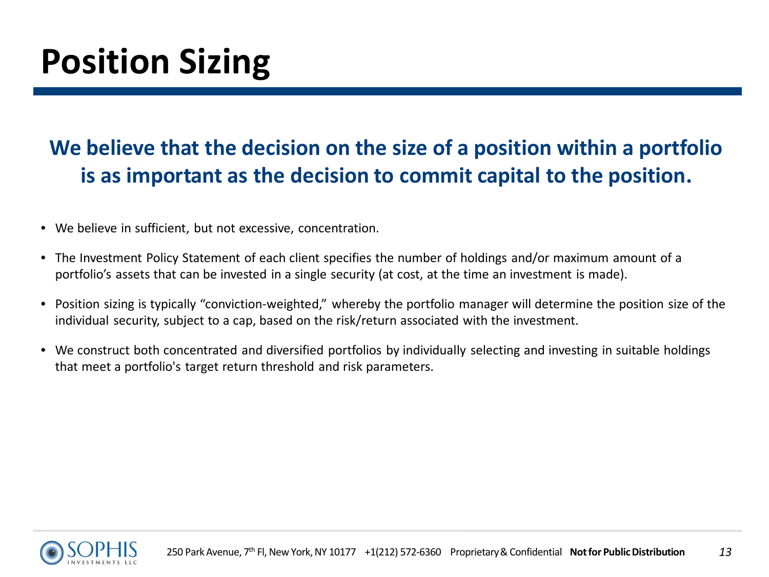# Position Sizing

**We believe that the decision on the size of a position within a portfolio is as important as the decision to commit capital to the position.**

- We believe in sufficient, but not excessive, concentration.
- The Investment Policy Statement of each client specifies the number of holdings and/or maximum amount of a portfolio's assets that can be invested in a single security (at cost, at the time an investment is made).
- Position sizing is typically "conviction-weighted," whereby the portfolio manager will determine the position size of the individual security, subject to a cap, based on the risk/return associated with the investment.
- We construct both concentrated and diversified portfolios by individually selecting and investing in suitable holdings that meet a portfolio's target return threshold and risk parameters.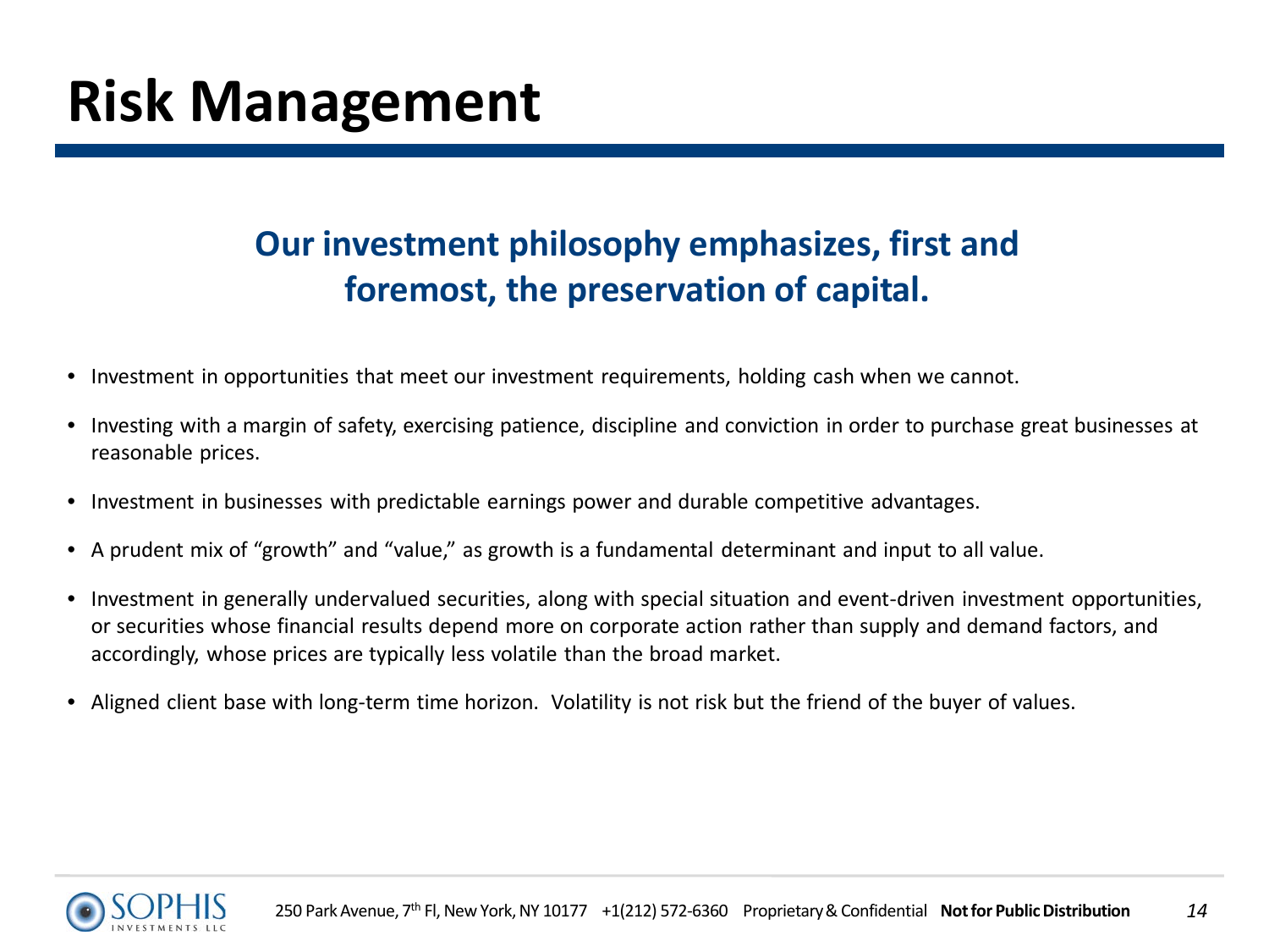# Risk Management

**Our investment philosophy emphasizes, first and foremost, the preservation of capital.**

- Investment in opportunities that meet our investment requirements, holding cash when we cannot.
- Investing with a margin of safety, exercising patience, discipline and conviction in order to purchase great businesses at reasonable prices.
- Investment in businesses with predictable earnings power and durable competitive advantages.
- A prudent mix of "growth" and "value," as growth is a fundamental determinant and input to all value.
- Investment in generally undervalued securities, along with special situation and event-driven investment opportunities, or securities whose financial results depend more on corporate action rather than supply and demand factors, and accordingly, whose prices are typically less volatile than the broad market.
- Aligned client base with long-term time horizon. Volatility is not risk but the friend of the buyer of values.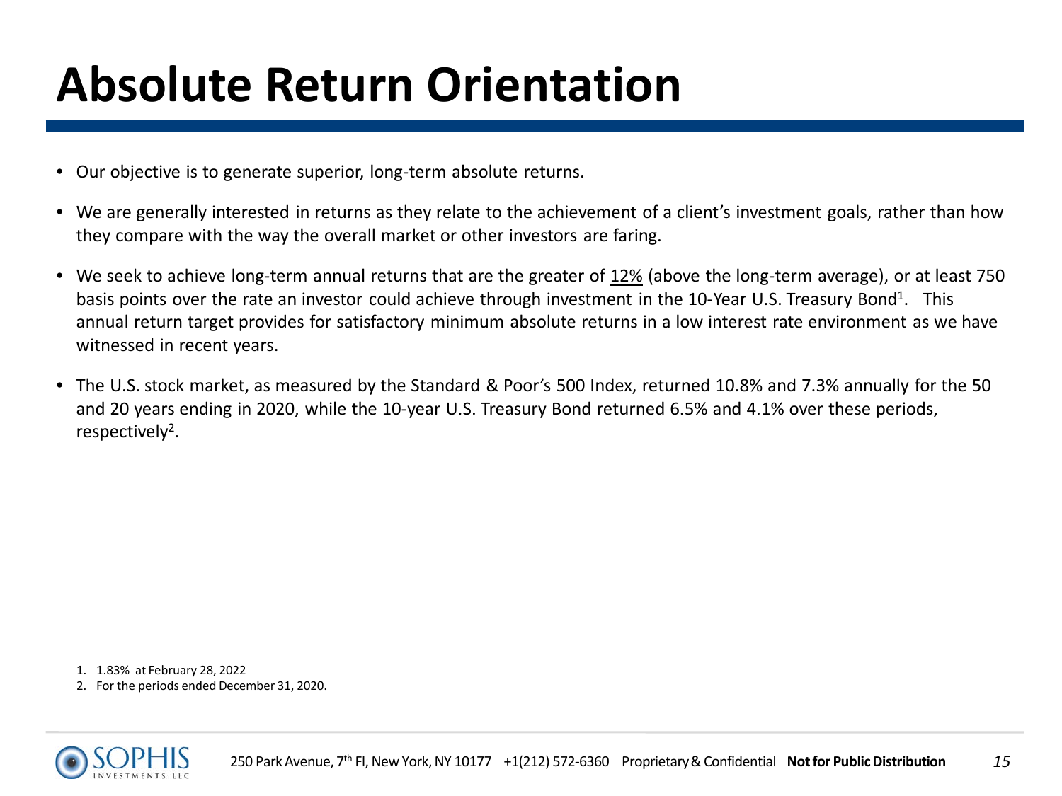# Absolute Return Orientation

- Our objective is to generate superior, long-term absolute returns.
- We are generally interested in returns as they relate to the achievement of a client's investment goals, rather than how they compare with the way the overall market or other investors are faring.
- We seek to achieve long-term annual returns that are the greater of 12% (above the long-term average), or at least 750 basis points over the rate an investor could achieve through investment in the 10-Year U.S. Treasury Bond[1]. This annual return target provides for satisfactory minimum absolute returns in a low interest rate environment as we have witnessed in recent years.
- The U.S. stock market, as measured by the Standard & Poor's 500 Index, returned 10.8% and 7.3% annually for the 50 and 20 years ending in 2020, while the 10-year U.S. Treasury Bond returned 6.5% and 4.1% over these periods, respectively[2].

1. 1.83% at February 28, 2022
2. For the periods ended December 31, 2020.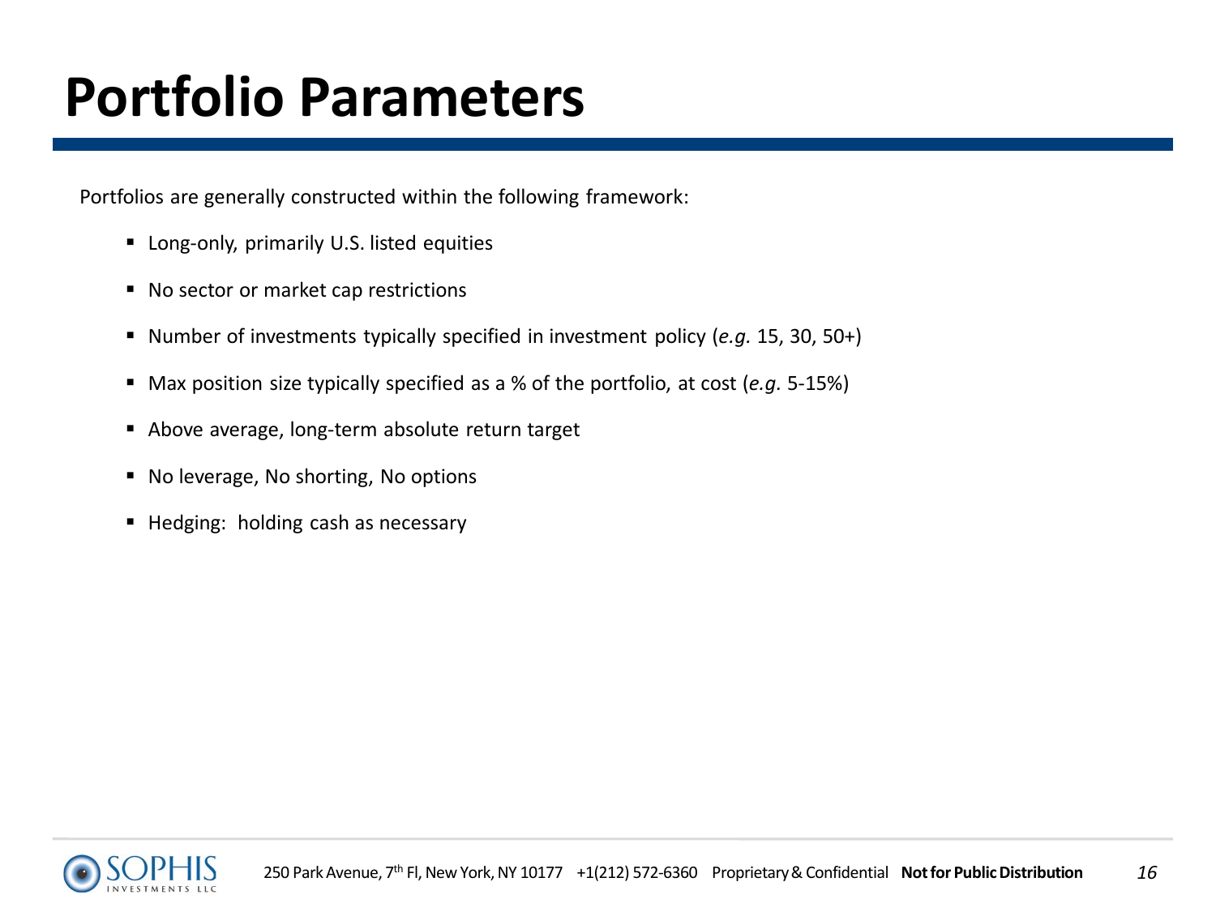# Portfolio Parameters

Portfolios are generally constructed within the following framework:

- Long-only, primarily U.S. listed equities
- No sector or market cap restrictions
- Number of investments typically specified in investment policy (*e.g.* 15, 30, 50+)
- Max position size typically specified as a % of the portfolio, at cost (*e.g.* 5-15%)
- Above average, long-term absolute return target
- No leverage, No shorting, No options
- Hedging: holding cash as necessary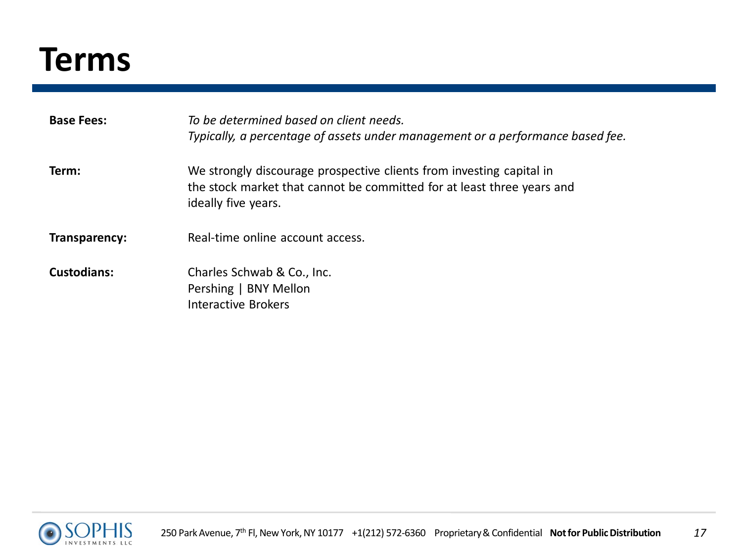# Terms

| | |
|---|---|
| **Base Fees:** | *To be determined based on client needs.* *Typically, a percentage of assets under management or a performance based fee.* |
| **Term:** | We strongly discourage prospective clients from investing capital in the stock market that cannot be committed for at least three years and ideally five years. |
| **Transparency:** | Real-time online account access. |
| **Custodians:** | Charles Schwab & Co., Inc.<br>Pershing \| BNY Mellon<br>Interactive Brokers |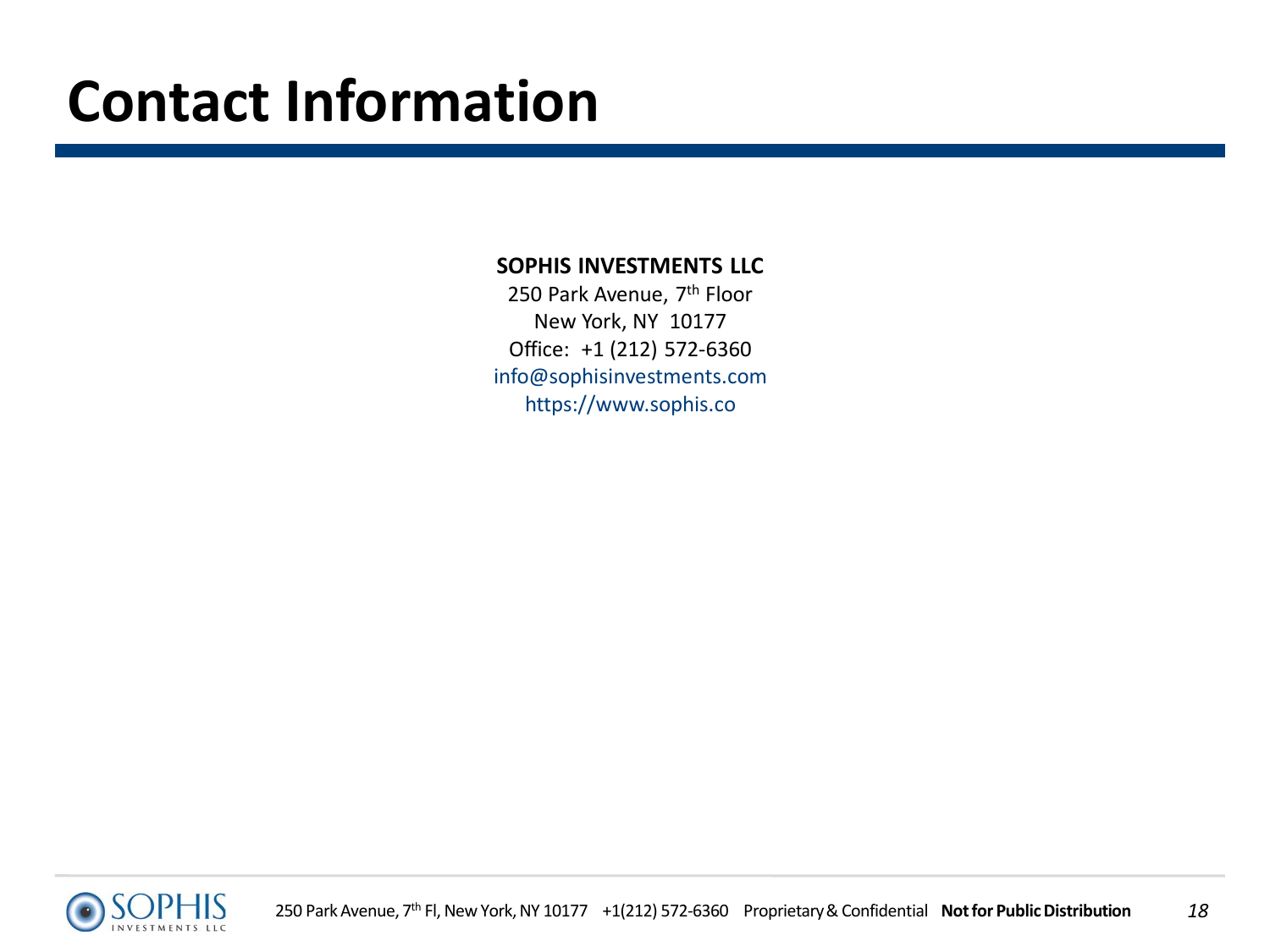# Contact Information

**SOPHIS INVESTMENTS LLC**
250 Park Avenue, 7th Floor
New York, NY 10177
Office: +1 (212) 572-6360
info@sophisinvestments.com
https://www.sophis.co